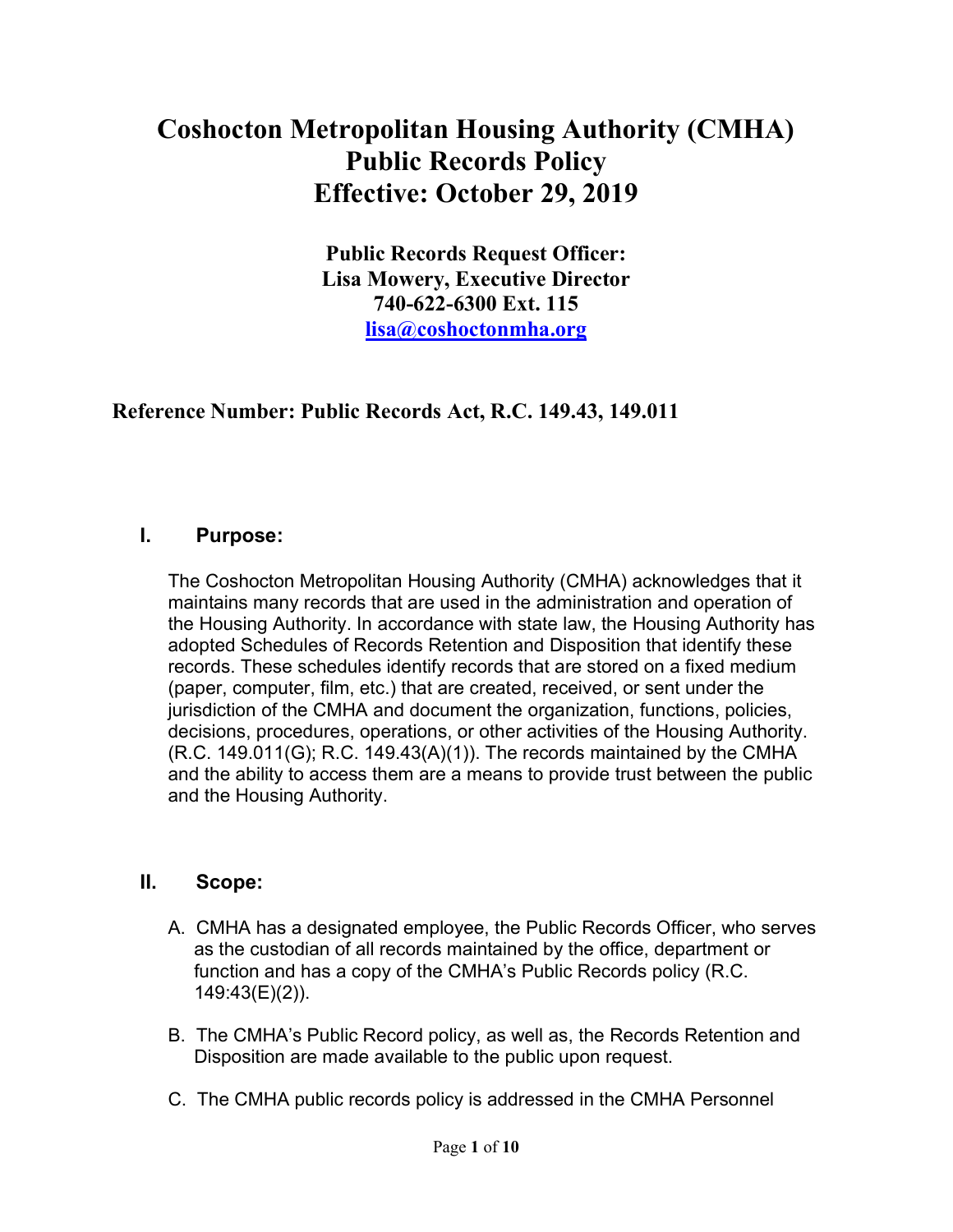# Coshocton Metropolitan Housing Authority (CMHA) Public Records Policy Effective: October 29, 2019

**Public Records Request Officer:**
**Lisa Mowery, Executive Director**
**740-622-6300 Ext. 115**
**[lisa@coshoctonmha.org](mailto:lisa@coshoctonmha.org)**

## Reference Number: Public Records Act, R.C. 149.43, 149.011

## I. Purpose:

The Coshocton Metropolitan Housing Authority (CMHA) acknowledges that it maintains many records that are used in the administration and operation of the Housing Authority. In accordance with state law, the Housing Authority has adopted Schedules of Records Retention and Disposition that identify these records. These schedules identify records that are stored on a fixed medium (paper, computer, film, etc.) that are created, received, or sent under the jurisdiction of the CMHA and document the organization, functions, policies, decisions, procedures, operations, or other activities of the Housing Authority. (R.C. 149.011(G); R.C. 149.43(A)(1)). The records maintained by the CMHA and the ability to access them are a means to provide trust between the public and the Housing Authority.

## II. Scope:

A. CMHA has a designated employee, the Public Records Officer, who serves as the custodian of all records maintained by the office, department or function and has a copy of the CMHA's Public Records policy (R.C. 149:43(E)(2)).

B. The CMHA's Public Record policy, as well as, the Records Retention and Disposition are made available to the public upon request.

C. The CMHA public records policy is addressed in the CMHA Personnel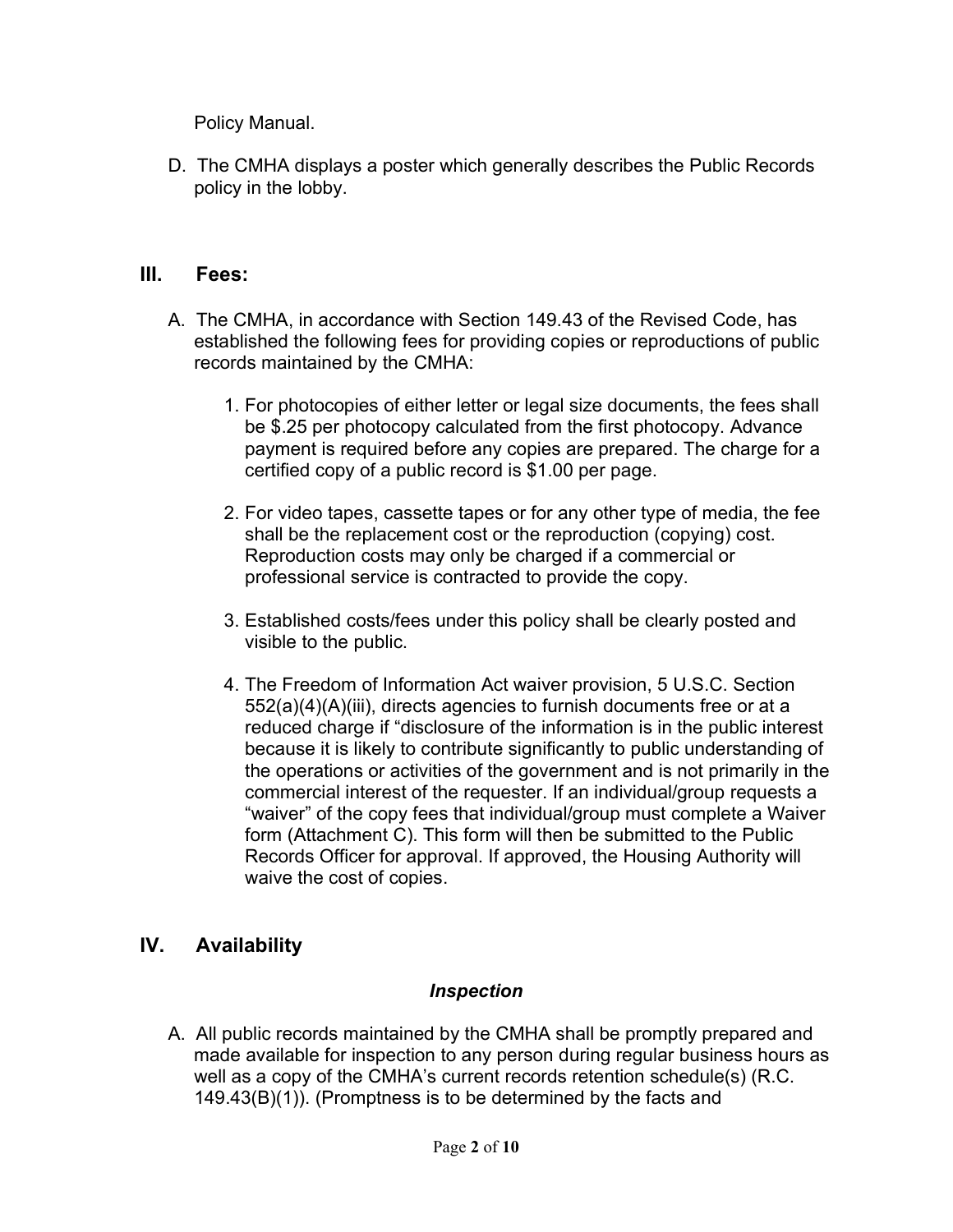Policy Manual.

D. The CMHA displays a poster which generally describes the Public Records policy in the lobby.

## III. Fees:

A. The CMHA, in accordance with Section 149.43 of the Revised Code, has established the following fees for providing copies or reproductions of public records maintained by the CMHA:

1. For photocopies of either letter or legal size documents, the fees shall be $.25 per photocopy calculated from the first photocopy. Advance payment is required before any copies are prepared. The charge for a certified copy of a public record is $1.00 per page.

2. For video tapes, cassette tapes or for any other type of media, the fee shall be the replacement cost or the reproduction (copying) cost. Reproduction costs may only be charged if a commercial or professional service is contracted to provide the copy.

3. Established costs/fees under this policy shall be clearly posted and visible to the public.

4. The Freedom of Information Act waiver provision, 5 U.S.C. Section 552(a)(4)(A)(iii), directs agencies to furnish documents free or at a reduced charge if "disclosure of the information is in the public interest because it is likely to contribute significantly to public understanding of the operations or activities of the government and is not primarily in the commercial interest of the requester. If an individual/group requests a "waiver" of the copy fees that individual/group must complete a Waiver form (Attachment C). This form will then be submitted to the Public Records Officer for approval. If approved, the Housing Authority will waive the cost of copies.

## IV. Availability

### *Inspection*

A. All public records maintained by the CMHA shall be promptly prepared and made available for inspection to any person during regular business hours as well as a copy of the CMHA's current records retention schedule(s) (R.C. 149.43(B)(1)). (Promptness is to be determined by the facts and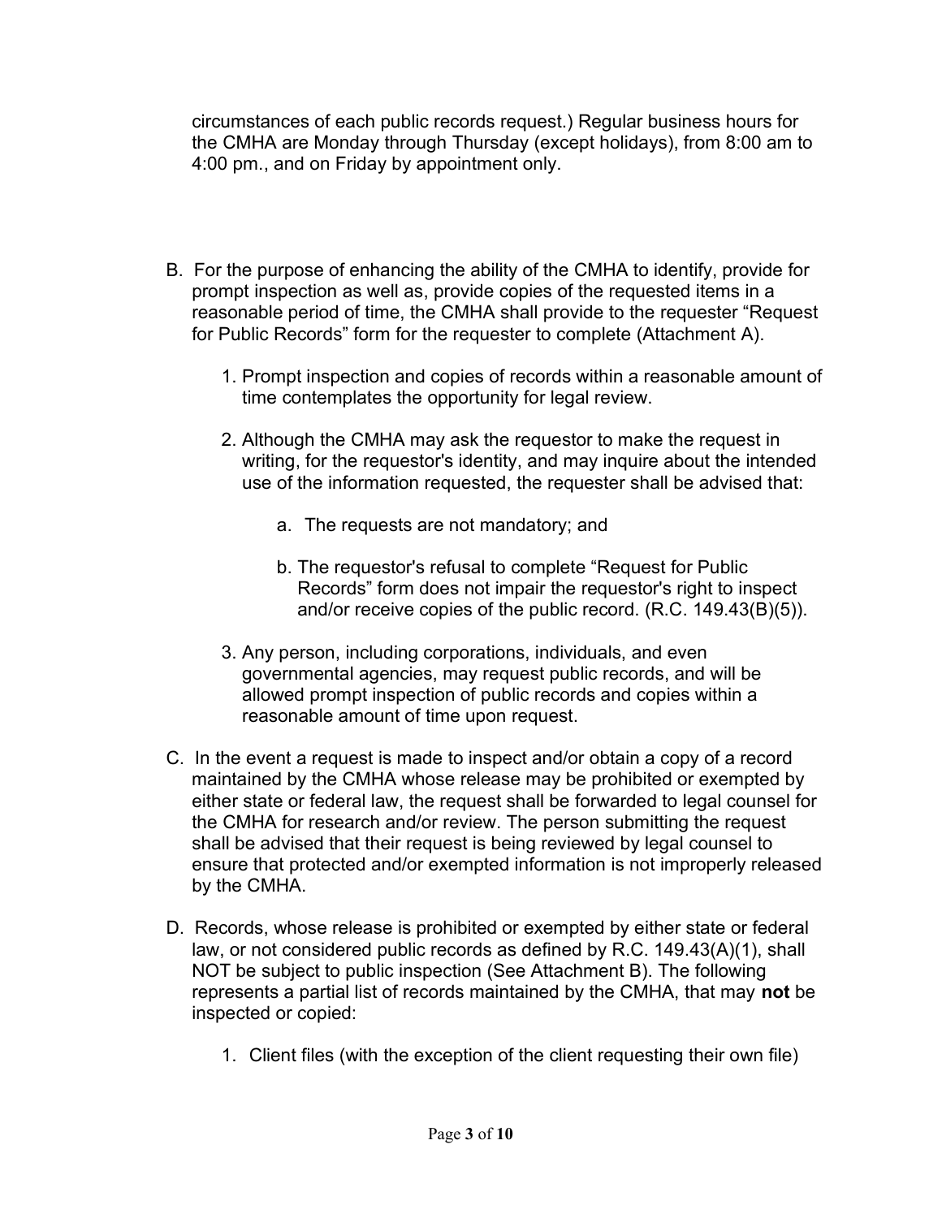circumstances of each public records request.) Regular business hours for the CMHA are Monday through Thursday (except holidays), from 8:00 am to 4:00 pm., and on Friday by appointment only.

B. For the purpose of enhancing the ability of the CMHA to identify, provide for prompt inspection as well as, provide copies of the requested items in a reasonable period of time, the CMHA shall provide to the requester "Request for Public Records" form for the requester to complete (Attachment A).

   1. Prompt inspection and copies of records within a reasonable amount of time contemplates the opportunity for legal review.

   2. Although the CMHA may ask the requestor to make the request in writing, for the requestor's identity, and may inquire about the intended use of the information requested, the requester shall be advised that:

      a. The requests are not mandatory; and

      b. The requestor's refusal to complete "Request for Public Records" form does not impair the requestor's right to inspect and/or receive copies of the public record. (R.C. 149.43(B)(5)).

   3. Any person, including corporations, individuals, and even governmental agencies, may request public records, and will be allowed prompt inspection of public records and copies within a reasonable amount of time upon request.

C. In the event a request is made to inspect and/or obtain a copy of a record maintained by the CMHA whose release may be prohibited or exempted by either state or federal law, the request shall be forwarded to legal counsel for the CMHA for research and/or review. The person submitting the request shall be advised that their request is being reviewed by legal counsel to ensure that protected and/or exempted information is not improperly released by the CMHA.

D. Records, whose release is prohibited or exempted by either state or federal law, or not considered public records as defined by R.C. 149.43(A)(1), shall NOT be subject to public inspection (See Attachment B). The following represents a partial list of records maintained by the CMHA, that may **not** be inspected or copied:

   1. Client files (with the exception of the client requesting their own file)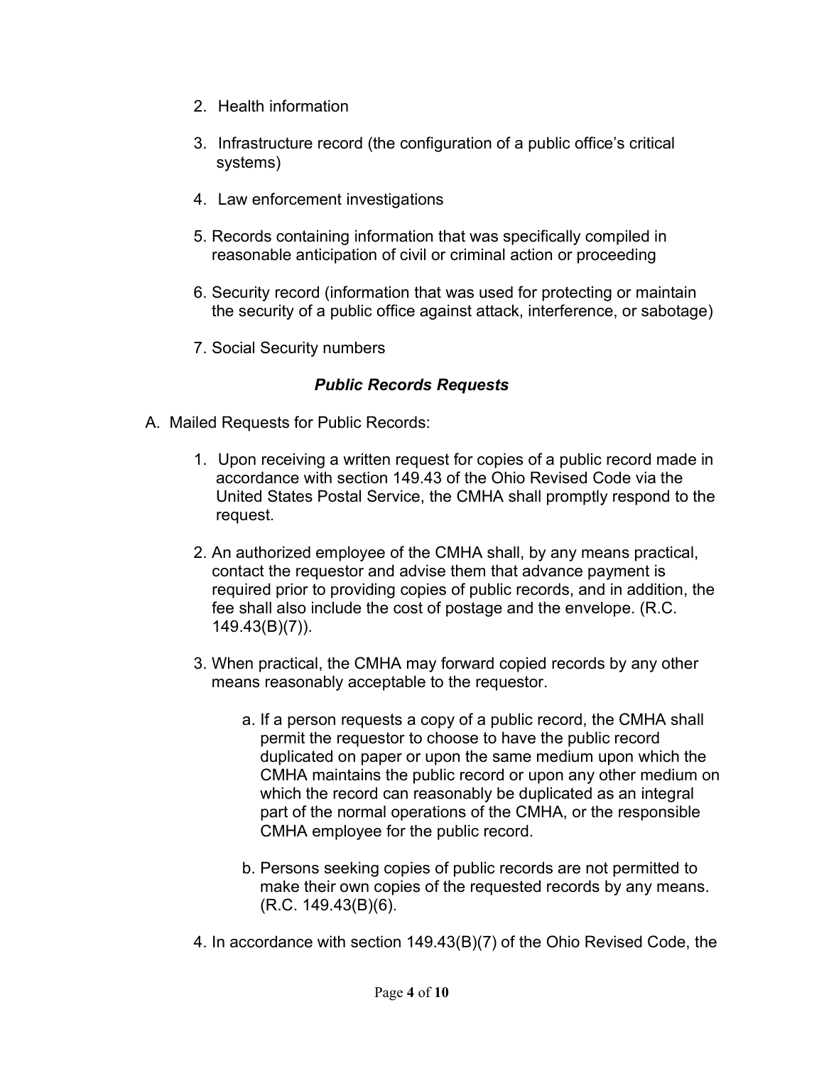2. Health information

3. Infrastructure record (the configuration of a public office's critical systems)

4. Law enforcement investigations

5. Records containing information that was specifically compiled in reasonable anticipation of civil or criminal action or proceeding

6. Security record (information that was used for protecting or maintain the security of a public office against attack, interference, or sabotage)

7. Social Security numbers

### *Public Records Requests*

A. Mailed Requests for Public Records:

1. Upon receiving a written request for copies of a public record made in accordance with section 149.43 of the Ohio Revised Code via the United States Postal Service, the CMHA shall promptly respond to the request.

2. An authorized employee of the CMHA shall, by any means practical, contact the requestor and advise them that advance payment is required prior to providing copies of public records, and in addition, the fee shall also include the cost of postage and the envelope. (R.C. 149.43(B)(7)).

3. When practical, the CMHA may forward copied records by any other means reasonably acceptable to the requestor.

   a. If a person requests a copy of a public record, the CMHA shall permit the requestor to choose to have the public record duplicated on paper or upon the same medium upon which the CMHA maintains the public record or upon any other medium on which the record can reasonably be duplicated as an integral part of the normal operations of the CMHA, or the responsible CMHA employee for the public record.

   b. Persons seeking copies of public records are not permitted to make their own copies of the requested records by any means. (R.C. 149.43(B)(6).

4. In accordance with section 149.43(B)(7) of the Ohio Revised Code, the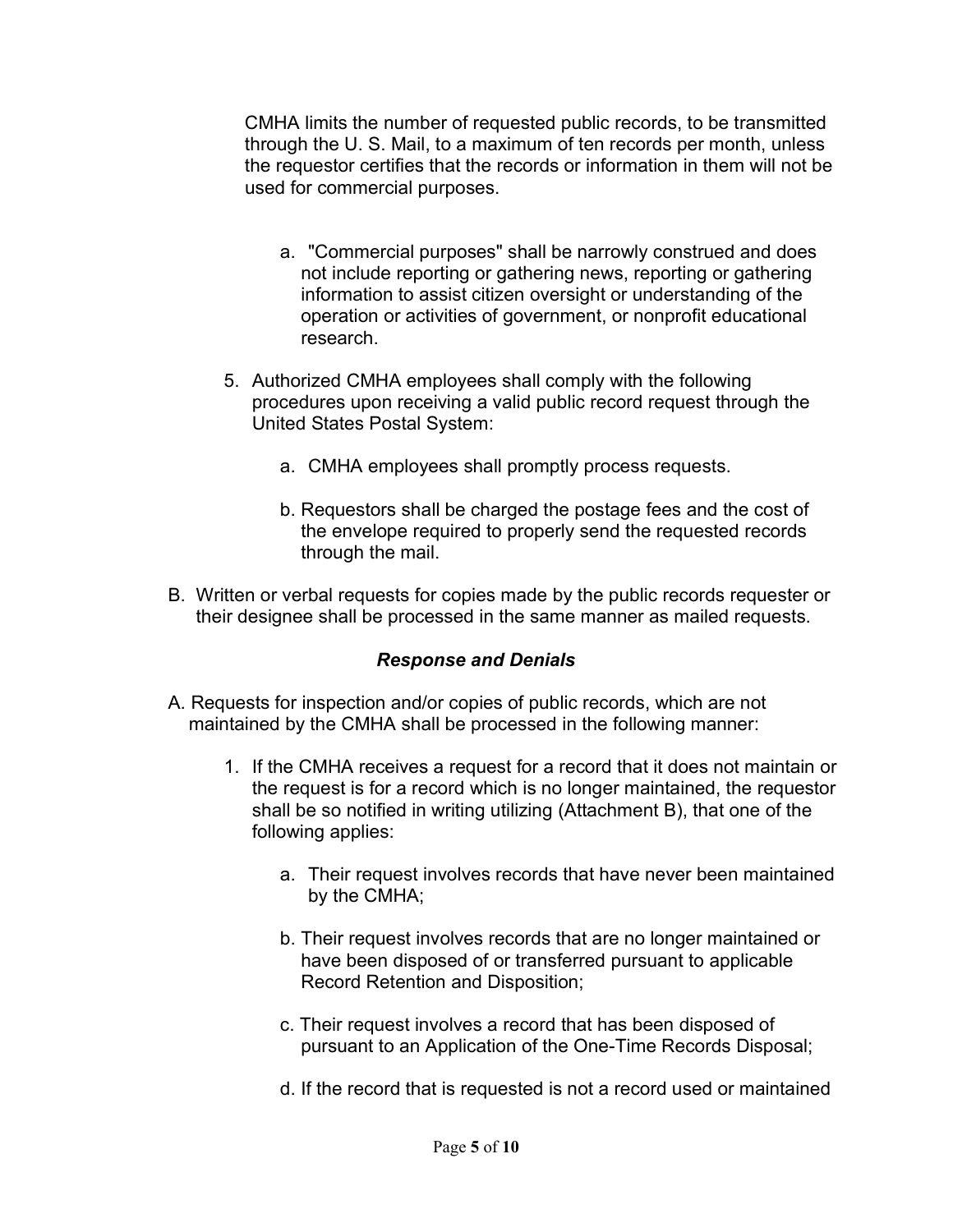CMHA limits the number of requested public records, to be transmitted through the U. S. Mail, to a maximum of ten records per month, unless the requestor certifies that the records or information in them will not be used for commercial purposes.

a. "Commercial purposes" shall be narrowly construed and does not include reporting or gathering news, reporting or gathering information to assist citizen oversight or understanding of the operation or activities of government, or nonprofit educational research.

5. Authorized CMHA employees shall comply with the following procedures upon receiving a valid public record request through the United States Postal System:

    a. CMHA employees shall promptly process requests.

    b. Requestors shall be charged the postage fees and the cost of the envelope required to properly send the requested records through the mail.

B. Written or verbal requests for copies made by the public records requester or their designee shall be processed in the same manner as mailed requests.

***Response and Denials***

A. Requests for inspection and/or copies of public records, which are not maintained by the CMHA shall be processed in the following manner:

1. If the CMHA receives a request for a record that it does not maintain or the request is for a record which is no longer maintained, the requestor shall be so notified in writing utilizing (Attachment B), that one of the following applies:

    a. Their request involves records that have never been maintained by the CMHA;

    b. Their request involves records that are no longer maintained or have been disposed of or transferred pursuant to applicable Record Retention and Disposition;

    c. Their request involves a record that has been disposed of pursuant to an Application of the One-Time Records Disposal;

    d. If the record that is requested is not a record used or maintained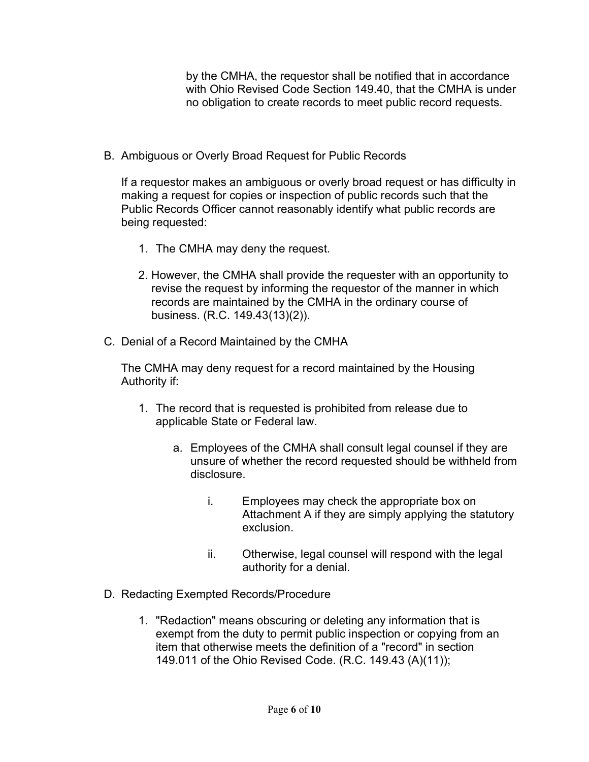by the CMHA, the requestor shall be notified that in accordance with Ohio Revised Code Section 149.40, that the CMHA is under no obligation to create records to meet public record requests.

B. Ambiguous or Overly Broad Request for Public Records

If a requestor makes an ambiguous or overly broad request or has difficulty in making a request for copies or inspection of public records such that the Public Records Officer cannot reasonably identify what public records are being requested:

1. The CMHA may deny the request.

2. However, the CMHA shall provide the requester with an opportunity to revise the request by informing the requestor of the manner in which records are maintained by the CMHA in the ordinary course of business. (R.C. 149.43(13)(2)).

C. Denial of a Record Maintained by the CMHA

The CMHA may deny request for a record maintained by the Housing Authority if:

1. The record that is requested is prohibited from release due to applicable State or Federal law.

    a. Employees of the CMHA shall consult legal counsel if they are unsure of whether the record requested should be withheld from disclosure.

        i. Employees may check the appropriate box on Attachment A if they are simply applying the statutory exclusion.

        ii. Otherwise, legal counsel will respond with the legal authority for a denial.

D. Redacting Exempted Records/Procedure

1. "Redaction" means obscuring or deleting any information that is exempt from the duty to permit public inspection or copying from an item that otherwise meets the definition of a "record" in section 149.011 of the Ohio Revised Code. (R.C. 149.43 (A)(11));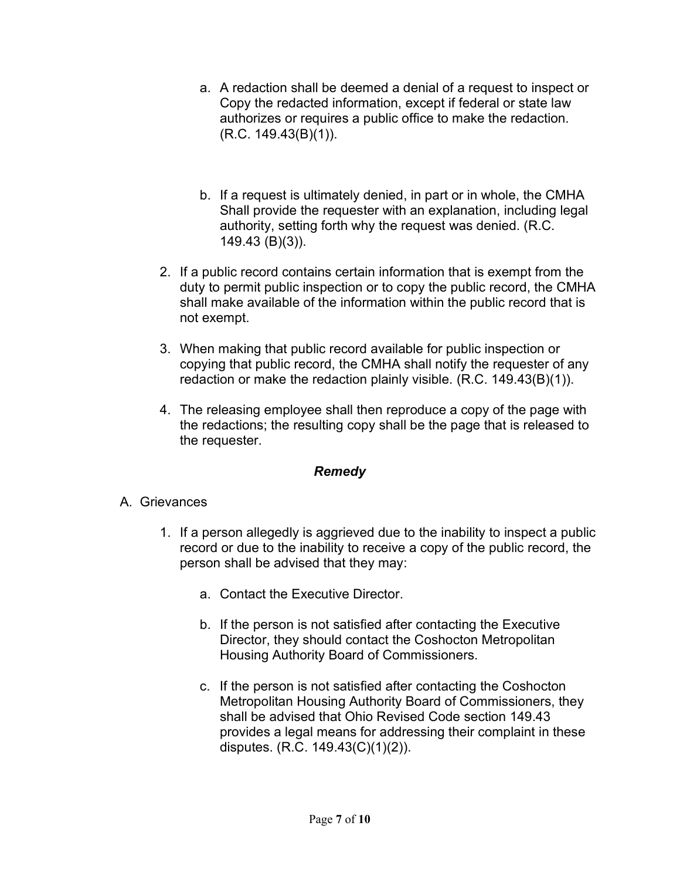a. A redaction shall be deemed a denial of a request to inspect or Copy the redacted information, except if federal or state law authorizes or requires a public office to make the redaction. (R.C. 149.43(B)(1)).

b. If a request is ultimately denied, in part or in whole, the CMHA Shall provide the requester with an explanation, including legal authority, setting forth why the request was denied. (R.C. 149.43 (B)(3)).

2. If a public record contains certain information that is exempt from the duty to permit public inspection or to copy the public record, the CMHA shall make available of the information within the public record that is not exempt.

3. When making that public record available for public inspection or copying that public record, the CMHA shall notify the requester of any redaction or make the redaction plainly visible. (R.C. 149.43(B)(1)).

4. The releasing employee shall then reproduce a copy of the page with the redactions; the resulting copy shall be the page that is released to the requester.

### ***Remedy***

A. Grievances

1. If a person allegedly is aggrieved due to the inability to inspect a public record or due to the inability to receive a copy of the public record, the person shall be advised that they may:

   a. Contact the Executive Director.

   b. If the person is not satisfied after contacting the Executive Director, they should contact the Coshocton Metropolitan Housing Authority Board of Commissioners.

   c. If the person is not satisfied after contacting the Coshocton Metropolitan Housing Authority Board of Commissioners, they shall be advised that Ohio Revised Code section 149.43 provides a legal means for addressing their complaint in these disputes. (R.C. 149.43(C)(1)(2)).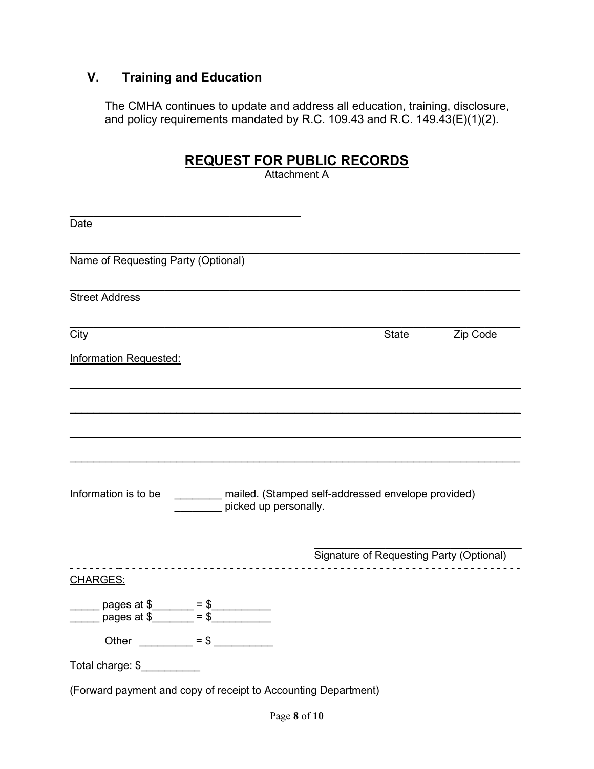## V. Training and Education

The CMHA continues to update and address all education, training, disclosure, and policy requirements mandated by R.C. 109.43 and R.C. 149.43(E)(1)(2).

## REQUEST FOR PUBLIC RECORDS

Attachment A

______________________________________
Date

______________________________________________________________________
Name of Requesting Party (Optional)

______________________________________________________________________
Street Address

______________________________________________________________________
City State Zip Code

Information Requested:

______________________________________________________________________

______________________________________________________________________

______________________________________________________________________

______________________________________________________________________

Information is to be ________ mailed. (Stamped self-addressed envelope provided)
________ picked up personally.

______________________________
Signature of Requesting Party (Optional)

- - - - - - - - - - - - - - - - - - - - - - - - - - - - - - - - - - - - - - - - - - - - - - - - - - - - - - - - - - - - - - - - - - - -

CHARGES:

_____ pages at $_______ = $__________
_____ pages at $_______ = $__________

Other _________ = $ __________

Total charge: $__________

(Forward payment and copy of receipt to Accounting Department)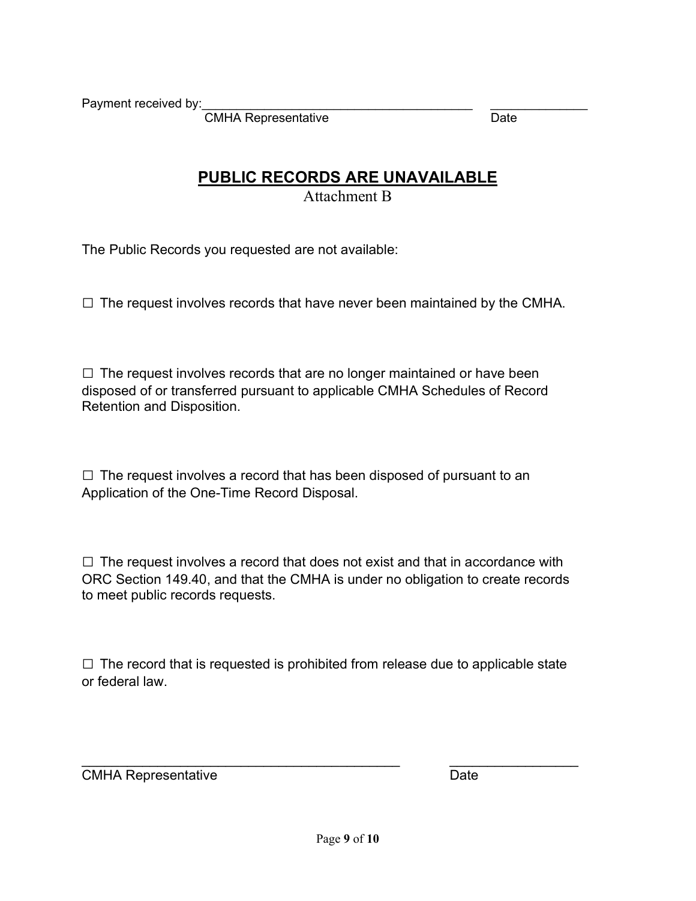Payment received by:________________________________________ ______________

CMHA Representative Date

## PUBLIC RECORDS ARE UNAVAILABLE

Attachment B

The Public Records you requested are not available:

☐ The request involves records that have never been maintained by the CMHA.

☐ The request involves records that are no longer maintained or have been disposed of or transferred pursuant to applicable CMHA Schedules of Record Retention and Disposition.

☐ The request involves a record that has been disposed of pursuant to an Application of the One-Time Record Disposal.

☐ The request involves a record that does not exist and that in accordance with ORC Section 149.40, and that the CMHA is under no obligation to create records to meet public records requests.

☐ The record that is requested is prohibited from release due to applicable state or federal law.

______________________________________________ __________________

CMHA Representative Date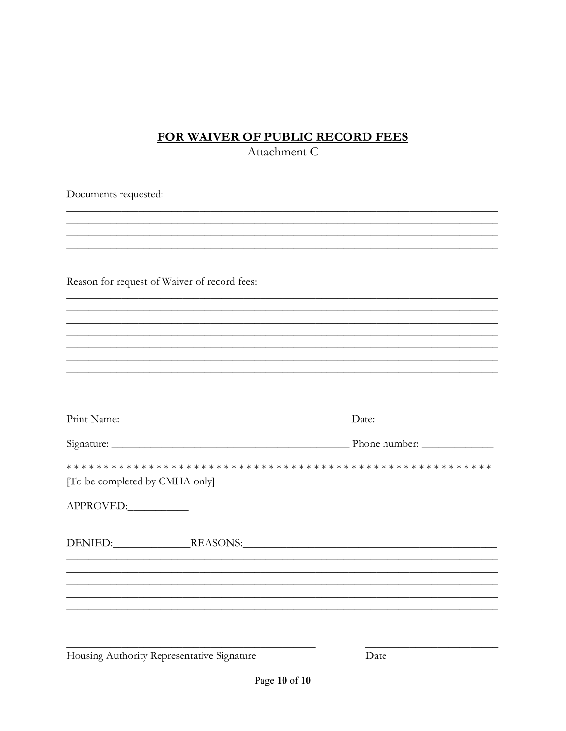## FOR WAIVER OF PUBLIC RECORD FEES

Attachment C

Documents requested:

________________________________________________________________________________

________________________________________________________________________________

________________________________________________________________________________

________________________________________________________________________________

Reason for request of Waiver of record fees:

________________________________________________________________________________

________________________________________________________________________________

________________________________________________________________________________

________________________________________________________________________________

________________________________________________________________________________

________________________________________________________________________________

________________________________________________________________________________

Print Name: ________________________________________ Date: ____________________

Signature: __________________________________________ Phone number: ____________

* * * * * * * * * * * * * * * * * * * * * * * * * * * * * * * * * * * * * * * * * * * * * * * * * * * * * * * *

[To be completed by CMHA only]

APPROVED:__________

DENIED:_____________REASONS:__________________________________________

________________________________________________________________________________

________________________________________________________________________________

________________________________________________________________________________

________________________________________________________________________________

________________________________________________________________________________

_____________________________________________ ________________________

Housing Authority Representative Signature Date